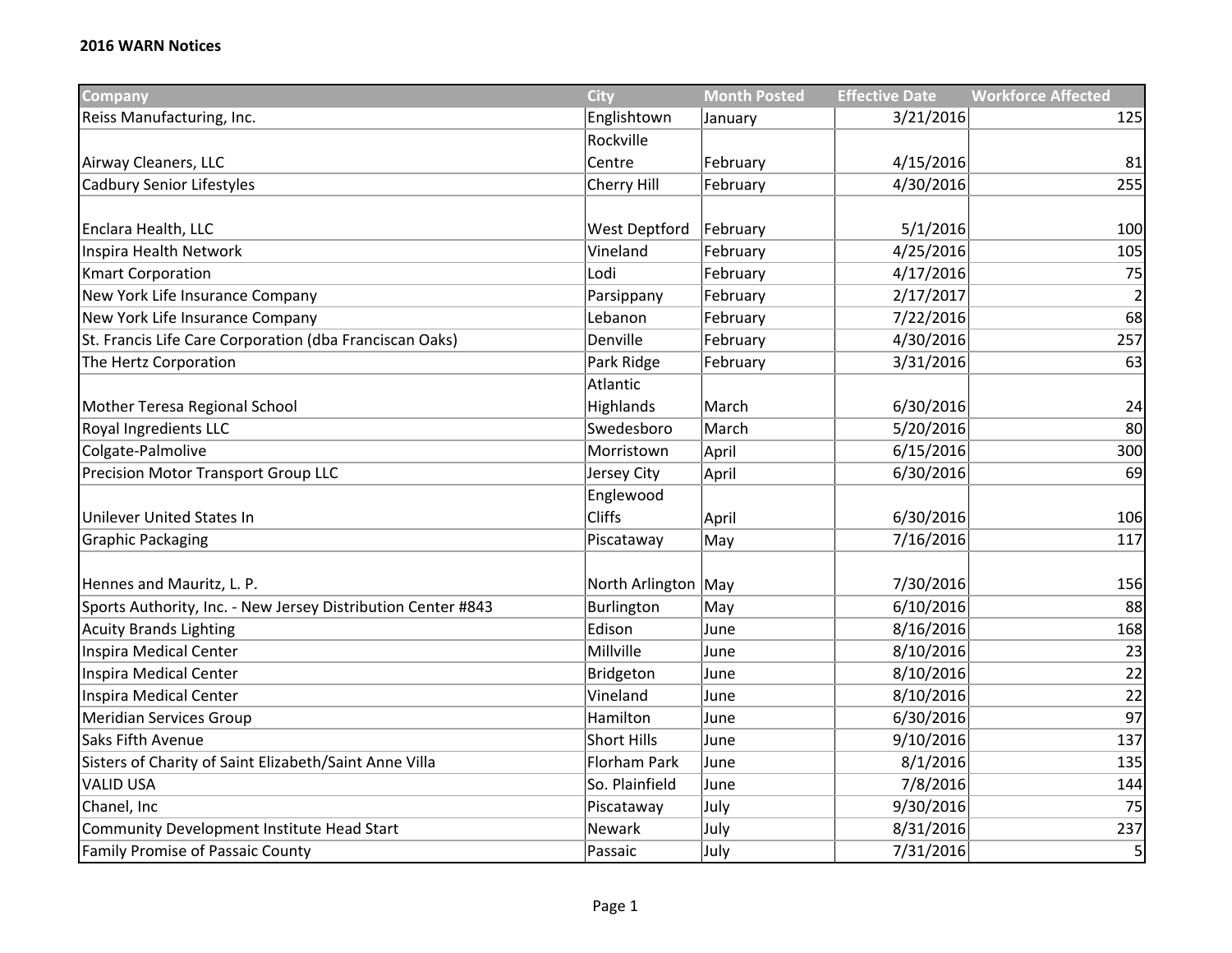**2016 WARN Notices**

| Company | City | Month Posted | Effective Date | Workforce Affected |
|---|---|---|---|---|
| Reiss Manufacturing, Inc. | Englishtown | January | 3/21/2016 | 125 |
| Airway Cleaners, LLC | Rockville Centre | February | 4/15/2016 | 81 |
| Cadbury Senior Lifestyles | Cherry Hill | February | 4/30/2016 | 255 |
| Enclara Health, LLC | West Deptford | February | 5/1/2016 | 100 |
| Inspira Health Network | Vineland | February | 4/25/2016 | 105 |
| Kmart Corporation | Lodi | February | 4/17/2016 | 75 |
| New York Life Insurance Company | Parsippany | February | 2/17/2017 | 2 |
| New York Life Insurance Company | Lebanon | February | 7/22/2016 | 68 |
| St. Francis Life Care Corporation (dba Franciscan Oaks) | Denville | February | 4/30/2016 | 257 |
| The Hertz Corporation | Park Ridge | February | 3/31/2016 | 63 |
| Mother Teresa Regional School | Atlantic Highlands | March | 6/30/2016 | 24 |
| Royal Ingredients LLC | Swedesboro | March | 5/20/2016 | 80 |
| Colgate-Palmolive | Morristown | April | 6/15/2016 | 300 |
| Precision Motor Transport Group LLC | Jersey City | April | 6/30/2016 | 69 |
| Unilever United States In | Englewood Cliffs | April | 6/30/2016 | 106 |
| Graphic Packaging | Piscataway | May | 7/16/2016 | 117 |
| Hennes and Mauritz, L. P. | North Arlington | May | 7/30/2016 | 156 |
| Sports Authority, Inc. - New Jersey Distribution Center #843 | Burlington | May | 6/10/2016 | 88 |
| Acuity Brands Lighting | Edison | June | 8/16/2016 | 168 |
| Inspira Medical Center | Millville | June | 8/10/2016 | 23 |
| Inspira Medical Center | Bridgeton | June | 8/10/2016 | 22 |
| Inspira Medical Center | Vineland | June | 8/10/2016 | 22 |
| Meridian Services Group | Hamilton | June | 6/30/2016 | 97 |
| Saks Fifth Avenue | Short Hills | June | 9/10/2016 | 137 |
| Sisters of Charity of Saint Elizabeth/Saint Anne Villa | Florham Park | June | 8/1/2016 | 135 |
| VALID USA | So. Plainfield | June | 7/8/2016 | 144 |
| Chanel, Inc | Piscataway | July | 9/30/2016 | 75 |
| Community Development Institute Head Start | Newark | July | 8/31/2016 | 237 |
| Family Promise of Passaic County | Passaic | July | 7/31/2016 | 5 |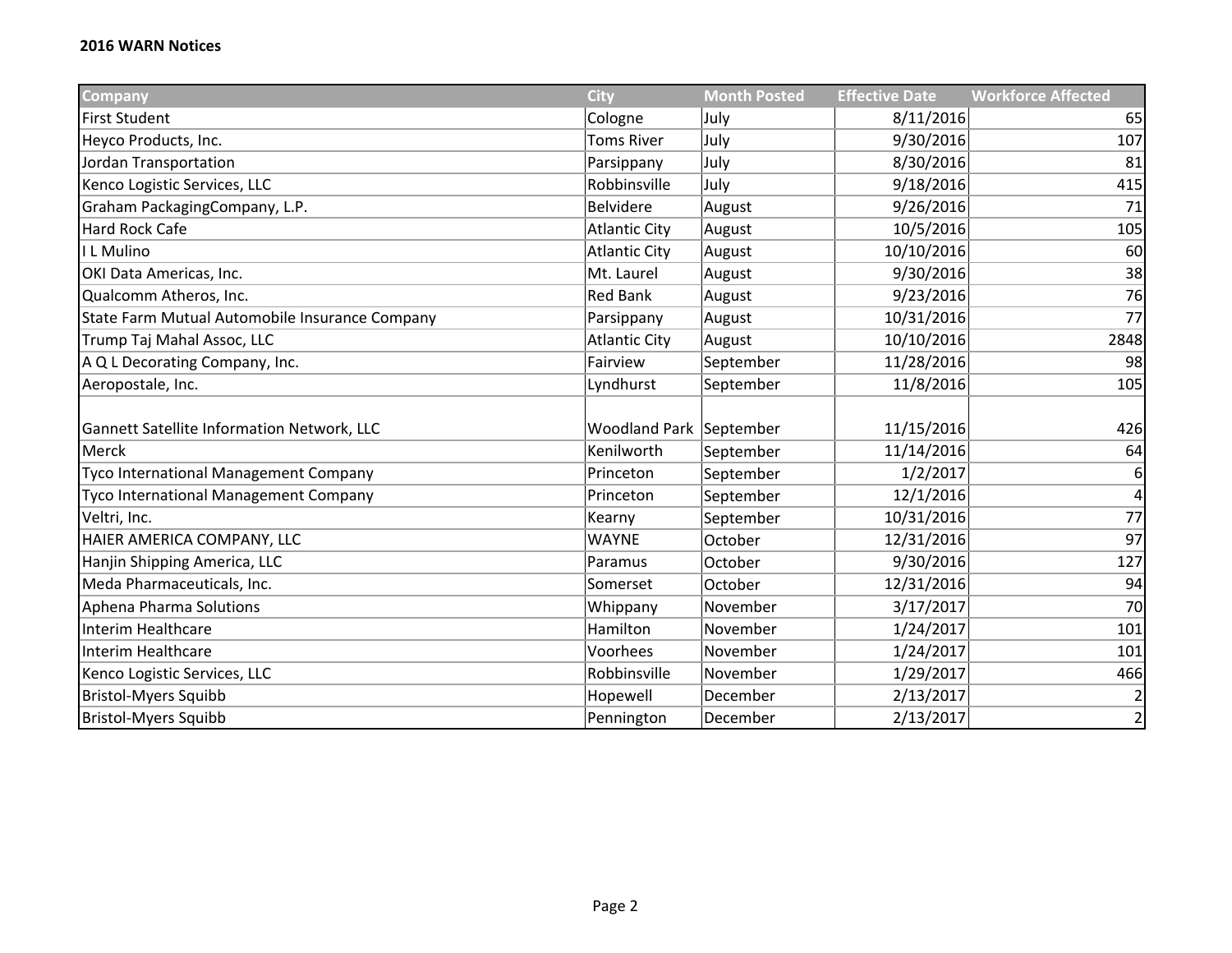**2016 WARN Notices**

| Company | City | Month Posted | Effective Date | Workforce Affected |
|---|---|---|---|---|
| First Student | Cologne | July | 8/11/2016 | 65 |
| Heyco Products, Inc. | Toms River | July | 9/30/2016 | 107 |
| Jordan Transportation | Parsippany | July | 8/30/2016 | 81 |
| Kenco Logistic Services, LLC | Robbinsville | July | 9/18/2016 | 415 |
| Graham PackagingCompany, L.P. | Belvidere | August | 9/26/2016 | 71 |
| Hard Rock Cafe | Atlantic City | August | 10/5/2016 | 105 |
| I L Mulino | Atlantic City | August | 10/10/2016 | 60 |
| OKI Data Americas, Inc. | Mt. Laurel | August | 9/30/2016 | 38 |
| Qualcomm Atheros, Inc. | Red Bank | August | 9/23/2016 | 76 |
| State Farm Mutual Automobile Insurance Company | Parsippany | August | 10/31/2016 | 77 |
| Trump Taj Mahal Assoc, LLC | Atlantic City | August | 10/10/2016 | 2848 |
| A Q L Decorating Company, Inc. | Fairview | September | 11/28/2016 | 98 |
| Aeropostale, Inc. | Lyndhurst | September | 11/8/2016 | 105 |
| Gannett Satellite Information Network, LLC | Woodland Park | September | 11/15/2016 | 426 |
| Merck | Kenilworth | September | 11/14/2016 | 64 |
| Tyco International Management Company | Princeton | September | 1/2/2017 | 6 |
| Tyco International Management Company | Princeton | September | 12/1/2016 | 4 |
| Veltri, Inc. | Kearny | September | 10/31/2016 | 77 |
| HAIER AMERICA COMPANY, LLC | WAYNE | October | 12/31/2016 | 97 |
| Hanjin Shipping America, LLC | Paramus | October | 9/30/2016 | 127 |
| Meda Pharmaceuticals, Inc. | Somerset | October | 12/31/2016 | 94 |
| Aphena Pharma Solutions | Whippany | November | 3/17/2017 | 70 |
| Interim Healthcare | Hamilton | November | 1/24/2017 | 101 |
| Interim Healthcare | Voorhees | November | 1/24/2017 | 101 |
| Kenco Logistic Services, LLC | Robbinsville | November | 1/29/2017 | 466 |
| Bristol-Myers Squibb | Hopewell | December | 2/13/2017 | 2 |
| Bristol-Myers Squibb | Pennington | December | 2/13/2017 | 2 |